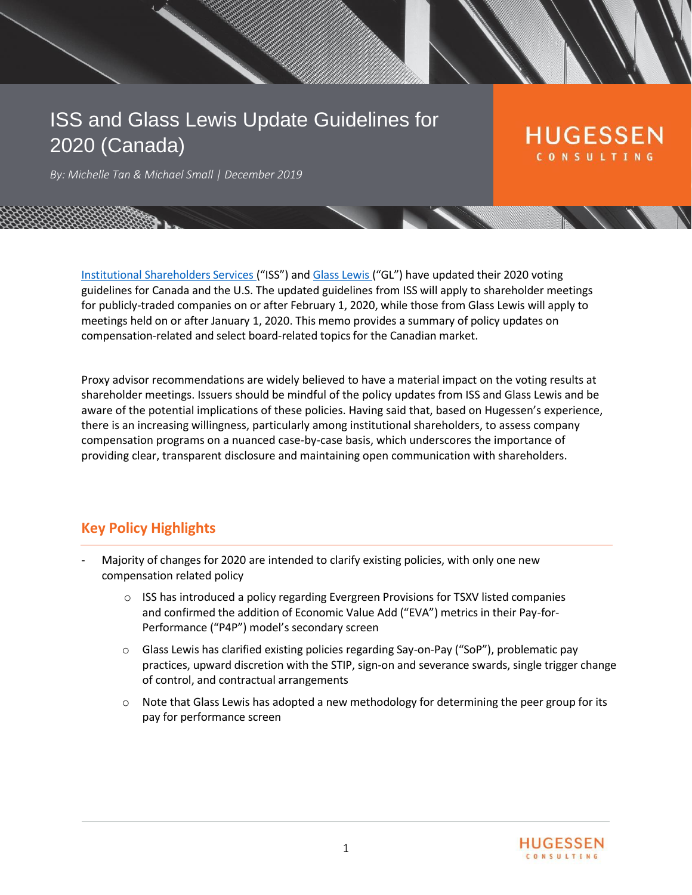# ISS and Glass Lewis Update Guidelines for 2020 (Canada)

HUGESSEN CONSULTING

*By: Michelle Tan & Michael Small | December 2019*

Institutional Shareholders Services ("ISS") and Glass Lewis ("GL") have updated their 2020 voting guidelines for Canada and the U.S. The updated guidelines from ISS will apply to shareholder meetings for publicly-traded companies on or after February 1, 2020, while those from Glass Lewis will apply to meetings held on or after January 1, 2020. This memo provides a summary of policy updates on compensation-related and select board-related topics for the Canadian market.

Proxy advisor recommendations are widely believed to have a material impact on the voting results at shareholder meetings. Issuers should be mindful of the policy updates from ISS and Glass Lewis and be aware of the potential implications of these policies. Having said that, based on Hugessen's experience, there is an increasing willingness, particularly among institutional shareholders, to assess company compensation programs on a nuanced case-by-case basis, which underscores the importance of providing clear, transparent disclosure and maintaining open communication with shareholders.

## Key Policy Highlights

- Majority of changes for 2020 are intended to clarify existing policies, with only one new compensation related policy
  - ISS has introduced a policy regarding Evergreen Provisions for TSXV listed companies and confirmed the addition of Economic Value Add ("EVA") metrics in their Pay-for-Performance ("P4P") model's secondary screen
  - Glass Lewis has clarified existing policies regarding Say-on-Pay ("SoP"), problematic pay practices, upward discretion with the STIP, sign-on and severance swards, single trigger change of control, and contractual arrangements
  - Note that Glass Lewis has adopted a new methodology for determining the peer group for its pay for performance screen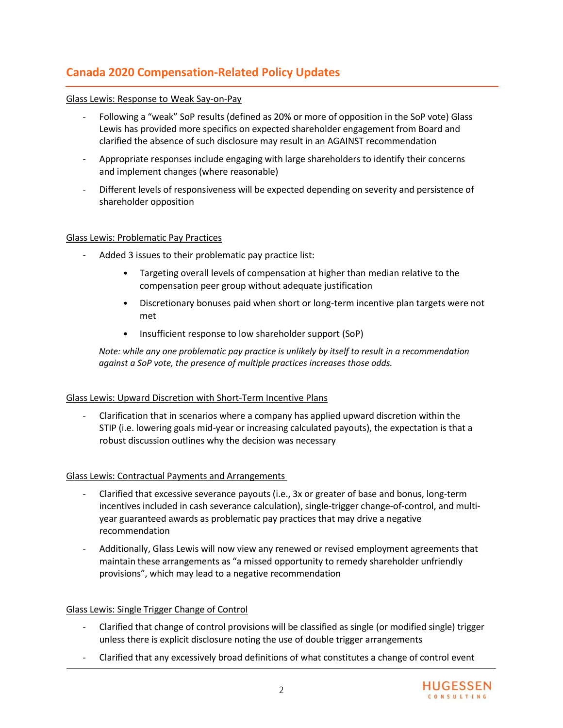## Canada 2020 Compensation-Related Policy Updates

Glass Lewis: Response to Weak Say-on-Pay

- Following a "weak" SoP results (defined as 20% or more of opposition in the SoP vote) Glass Lewis has provided more specifics on expected shareholder engagement from Board and clarified the absence of such disclosure may result in an AGAINST recommendation
- Appropriate responses include engaging with large shareholders to identify their concerns and implement changes (where reasonable)
- Different levels of responsiveness will be expected depending on severity and persistence of shareholder opposition

Glass Lewis: Problematic Pay Practices

- Added 3 issues to their problematic pay practice list:
  - Targeting overall levels of compensation at higher than median relative to the compensation peer group without adequate justification
  - Discretionary bonuses paid when short or long-term incentive plan targets were not met
  - Insufficient response to low shareholder support (SoP)

  *Note: while any one problematic pay practice is unlikely by itself to result in a recommendation against a SoP vote, the presence of multiple practices increases those odds.*

Glass Lewis: Upward Discretion with Short-Term Incentive Plans

- Clarification that in scenarios where a company has applied upward discretion within the STIP (i.e. lowering goals mid-year or increasing calculated payouts), the expectation is that a robust discussion outlines why the decision was necessary

Glass Lewis: Contractual Payments and Arrangements

- Clarified that excessive severance payouts (i.e., 3x or greater of base and bonus, long-term incentives included in cash severance calculation), single-trigger change-of-control, and multi-year guaranteed awards as problematic pay practices that may drive a negative recommendation
- Additionally, Glass Lewis will now view any renewed or revised employment agreements that maintain these arrangements as "a missed opportunity to remedy shareholder unfriendly provisions", which may lead to a negative recommendation

Glass Lewis: Single Trigger Change of Control

- Clarified that change of control provisions will be classified as single (or modified single) trigger unless there is explicit disclosure noting the use of double trigger arrangements
- Clarified that any excessively broad definitions of what constitutes a change of control event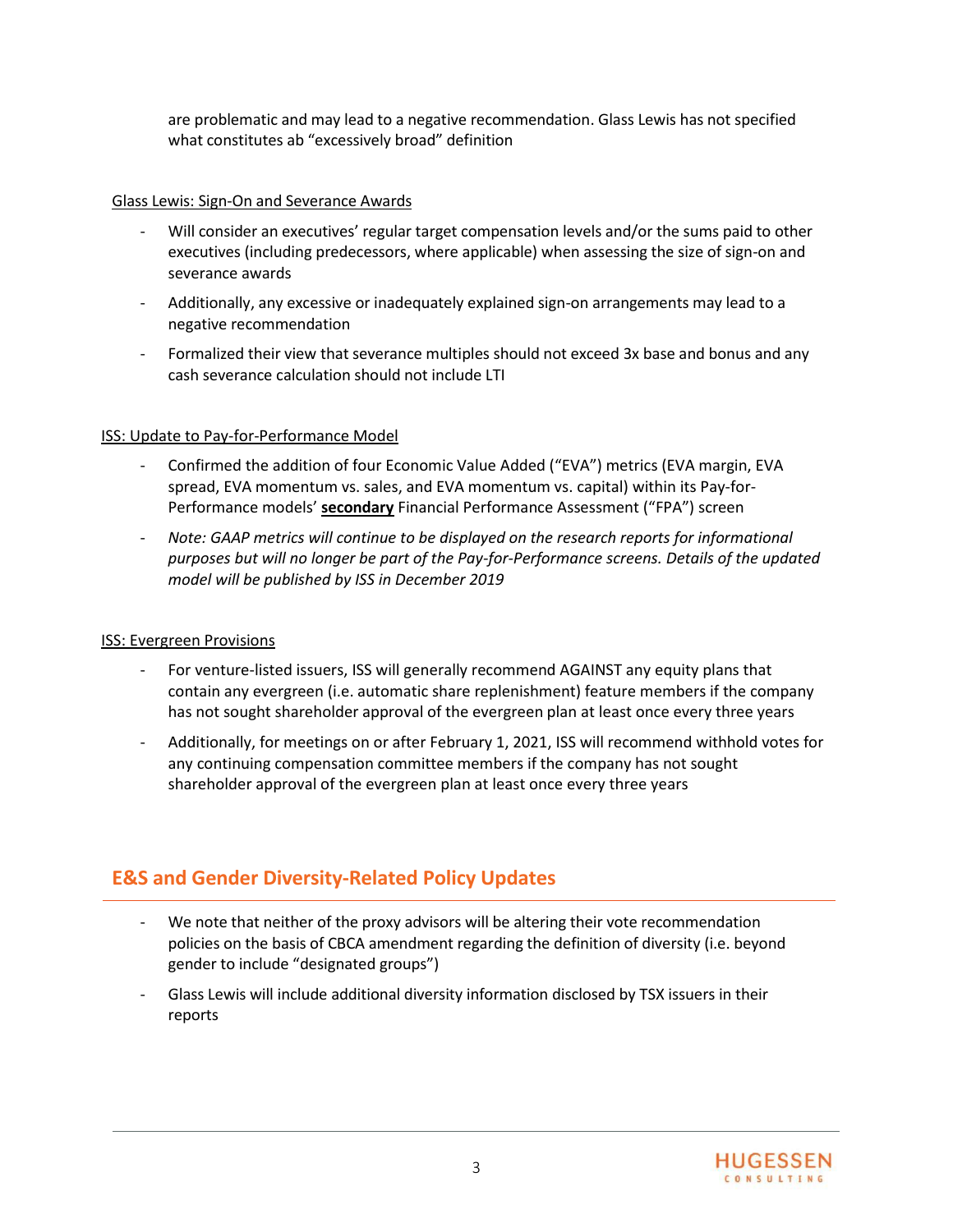are problematic and may lead to a negative recommendation. Glass Lewis has not specified what constitutes ab "excessively broad" definition

Glass Lewis: Sign-On and Severance Awards

- Will consider an executives' regular target compensation levels and/or the sums paid to other executives (including predecessors, where applicable) when assessing the size of sign-on and severance awards
- Additionally, any excessive or inadequately explained sign-on arrangements may lead to a negative recommendation
- Formalized their view that severance multiples should not exceed 3x base and bonus and any cash severance calculation should not include LTI

ISS: Update to Pay-for-Performance Model

- Confirmed the addition of four Economic Value Added ("EVA") metrics (EVA margin, EVA spread, EVA momentum vs. sales, and EVA momentum vs. capital) within its Pay-for-Performance models' **secondary** Financial Performance Assessment ("FPA") screen
- *Note: GAAP metrics will continue to be displayed on the research reports for informational purposes but will no longer be part of the Pay-for-Performance screens. Details of the updated model will be published by ISS in December 2019*

ISS: Evergreen Provisions

- For venture-listed issuers, ISS will generally recommend AGAINST any equity plans that contain any evergreen (i.e. automatic share replenishment) feature members if the company has not sought shareholder approval of the evergreen plan at least once every three years
- Additionally, for meetings on or after February 1, 2021, ISS will recommend withhold votes for any continuing compensation committee members if the company has not sought shareholder approval of the evergreen plan at least once every three years

## E&S and Gender Diversity-Related Policy Updates

- We note that neither of the proxy advisors will be altering their vote recommendation policies on the basis of CBCA amendment regarding the definition of diversity (i.e. beyond gender to include "designated groups")
- Glass Lewis will include additional diversity information disclosed by TSX issuers in their reports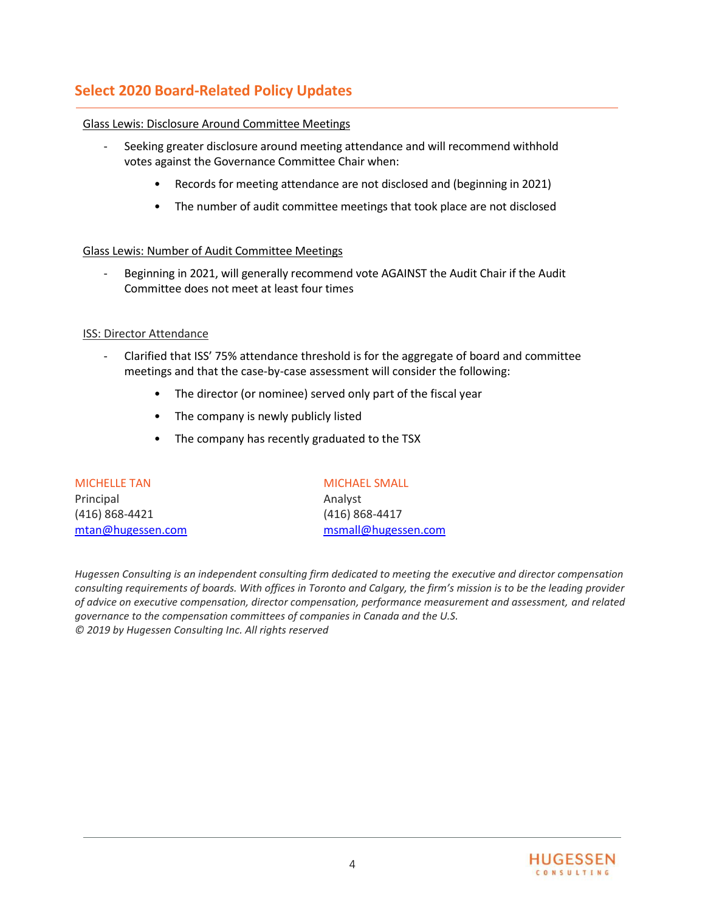## Select 2020 Board-Related Policy Updates

Glass Lewis: Disclosure Around Committee Meetings

- Seeking greater disclosure around meeting attendance and will recommend withhold votes against the Governance Committee Chair when:
    - Records for meeting attendance are not disclosed and (beginning in 2021)
    - The number of audit committee meetings that took place are not disclosed

Glass Lewis: Number of Audit Committee Meetings

- Beginning in 2021, will generally recommend vote AGAINST the Audit Chair if the Audit Committee does not meet at least four times

ISS: Director Attendance

- Clarified that ISS' 75% attendance threshold is for the aggregate of board and committee meetings and that the case-by-case assessment will consider the following:
    - The director (or nominee) served only part of the fiscal year
    - The company is newly publicly listed
    - The company has recently graduated to the TSX

MICHELLE TAN
Principal
(416) 868-4421
mtan@hugessen.com

MICHAEL SMALL
Analyst
(416) 868-4417
msmall@hugessen.com

*Hugessen Consulting is an independent consulting firm dedicated to meeting the executive and director compensation consulting requirements of boards. With offices in Toronto and Calgary, the firm's mission is to be the leading provider of advice on executive compensation, director compensation, performance measurement and assessment, and related governance to the compensation committees of companies in Canada and the U.S.*
*© 2019 by Hugessen Consulting Inc. All rights reserved*